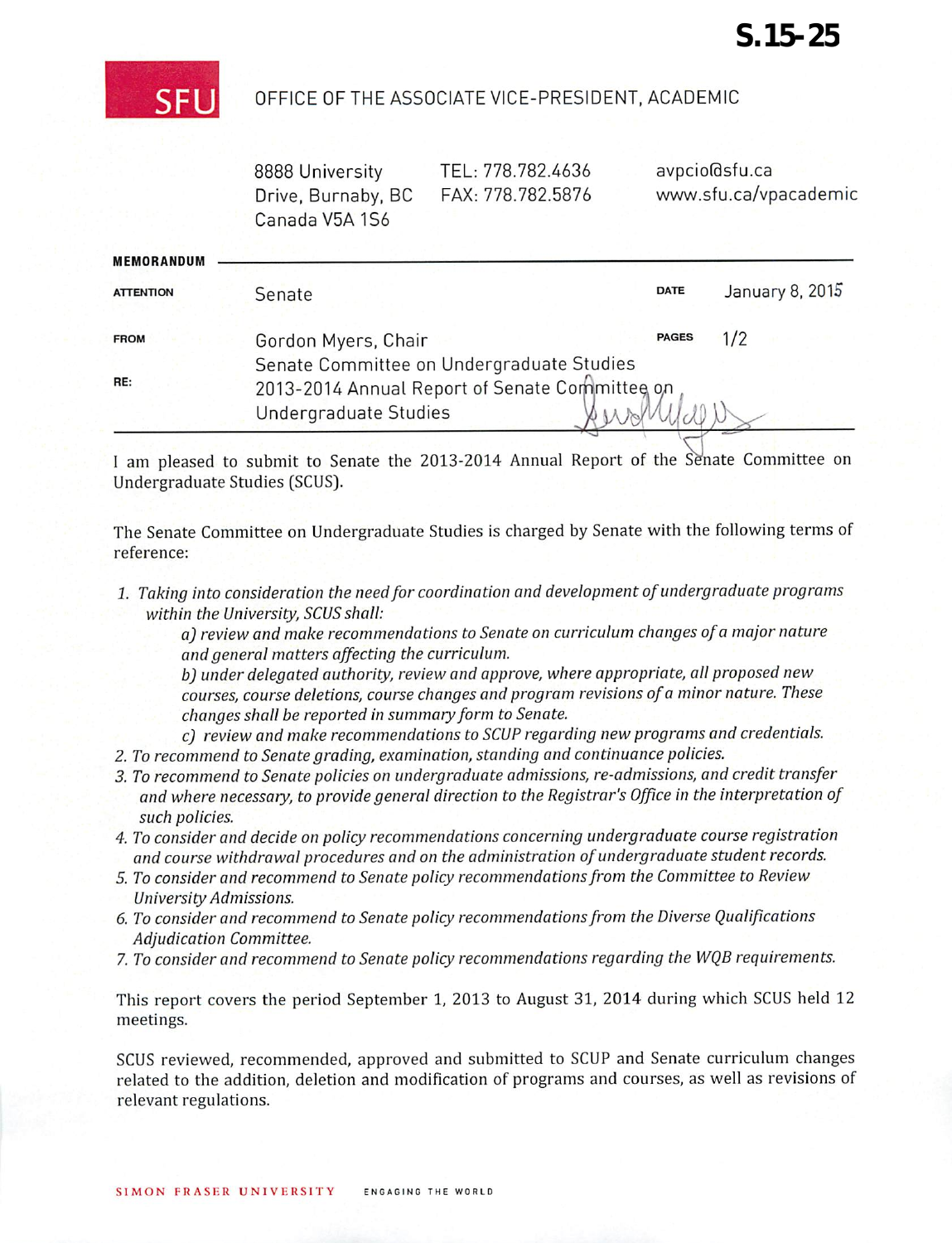**S.15-25**

SFU

OFFICE OF THE ASSOCIATE VICE-PRESIDENT, ACADEMIC

8888 University Drive, Burnaby, BC Canada V5A 1S6

TEL: 778.782.4636
FAX: 778.782.5876

avpcio@sfu.ca
www.sfu.ca/vpacademic

**MEMORANDUM**

| | | | |
|---|---|---|---|
| **ATTENTION** | Senate | **DATE** | January 8, 2015 |
| **FROM** | Gordon Myers, Chair<br>Senate Committee on Undergraduate Studies | **PAGES** | 1/2 |
| **RE:** | 2013-2014 Annual Report of Senate Committee on Undergraduate Studies | | |

I am pleased to submit to Senate the 2013-2014 Annual Report of the Senate Committee on Undergraduate Studies (SCUS).

The Senate Committee on Undergraduate Studies is charged by Senate with the following terms of reference:

1. *Taking into consideration the need for coordination and development of undergraduate programs within the University, SCUS shall:*
   *a) review and make recommendations to Senate on curriculum changes of a major nature and general matters affecting the curriculum.*
   *b) under delegated authority, review and approve, where appropriate, all proposed new courses, course deletions, course changes and program revisions of a minor nature. These changes shall be reported in summary form to Senate.*
   *c) review and make recommendations to SCUP regarding new programs and credentials.*
2. *To recommend to Senate grading, examination, standing and continuance policies.*
3. *To recommend to Senate policies on undergraduate admissions, re-admissions, and credit transfer and where necessary, to provide general direction to the Registrar's Office in the interpretation of such policies.*
4. *To consider and decide on policy recommendations concerning undergraduate course registration and course withdrawal procedures and on the administration of undergraduate student records.*
5. *To consider and recommend to Senate policy recommendations from the Committee to Review University Admissions.*
6. *To consider and recommend to Senate policy recommendations from the Diverse Qualifications Adjudication Committee.*
7. *To consider and recommend to Senate policy recommendations regarding the WQB requirements.*

This report covers the period September 1, 2013 to August 31, 2014 during which SCUS held 12 meetings.

SCUS reviewed, recommended, approved and submitted to SCUP and Senate curriculum changes related to the addition, deletion and modification of programs and courses, as well as revisions of relevant regulations.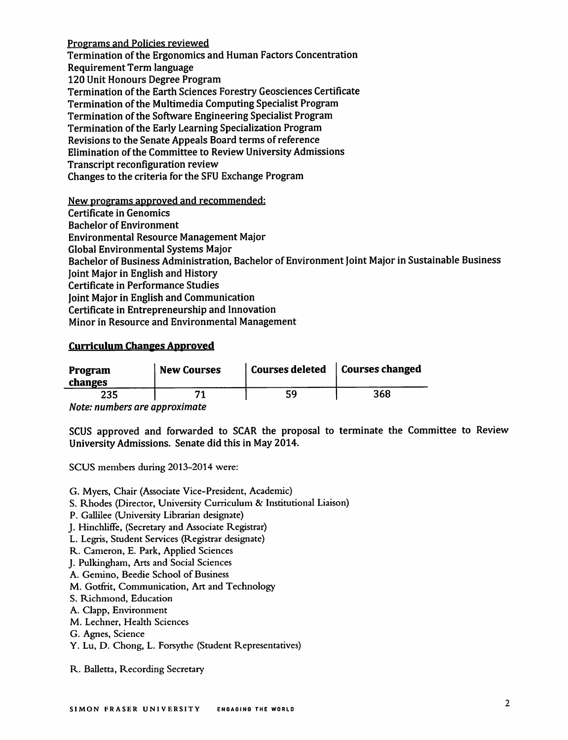Programs and Policies reviewed

Termination of the Ergonomics and Human Factors Concentration
Requirement Term language
120 Unit Honours Degree Program
Termination of the Earth Sciences Forestry Geosciences Certificate
Termination of the Multimedia Computing Specialist Program
Termination of the Software Engineering Specialist Program
Termination of the Early Learning Specialization Program
Revisions to the Senate Appeals Board terms of reference
Elimination of the Committee to Review University Admissions
Transcript reconfiguration review
Changes to the criteria for the SFU Exchange Program

New programs approved and recommended:

Certificate in Genomics
Bachelor of Environment
Environmental Resource Management Major
Global Environmental Systems Major
Bachelor of Business Administration, Bachelor of Environment Joint Major in Sustainable Business
Joint Major in English and History
Certificate in Performance Studies
Joint Major in English and Communication
Certificate in Entrepreneurship and Innovation
Minor in Resource and Environmental Management

**Curriculum Changes Approved**

| Program changes | New Courses | Courses deleted | Courses changed |
|---|---|---|---|
| 235 | 71 | 59 | 368 |

*Note: numbers are approximate*

SCUS approved and forwarded to SCAR the proposal to terminate the Committee to Review University Admissions. Senate did this in May 2014.

SCUS members during 2013-2014 were:

G. Myers, Chair (Associate Vice-President, Academic)
S. Rhodes (Director, University Curriculum & Institutional Liaison)
P. Gallilee (University Librarian designate)
J. Hinchliffe, (Secretary and Associate Registrar)
L. Legris, Student Services (Registrar designate)
R. Cameron, E. Park, Applied Sciences
J. Pulkingham, Arts and Social Sciences
A. Gemino, Beedie School of Business
M. Gotfrit, Communication, Art and Technology
S. Richmond, Education
A. Clapp, Environment
M. Lechner, Health Sciences
G. Agnes, Science
Y. Lu, D. Chong, L. Forsythe (Student Representatives)

R. Balletta, Recording Secretary